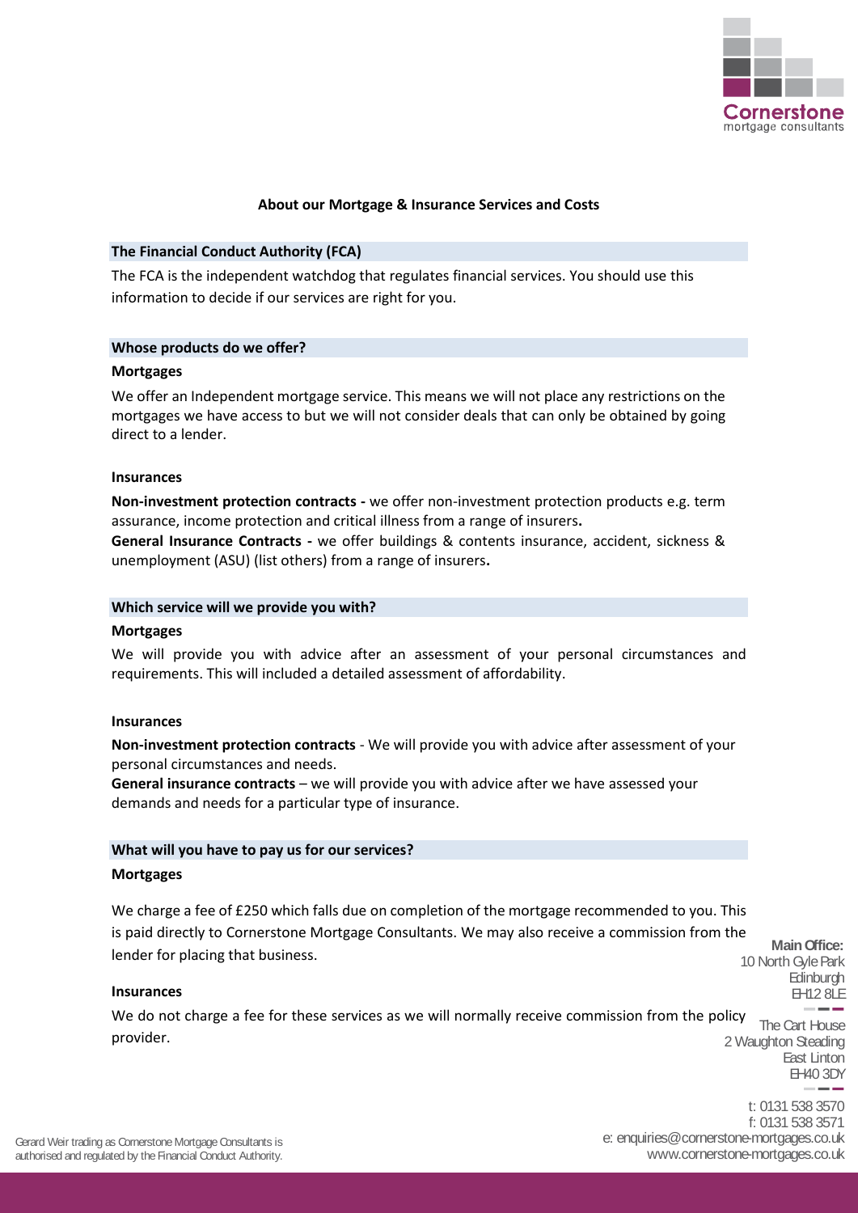Cornerstone
mortgage consultants

# About our Mortgage & Insurance Services and Costs

## The Financial Conduct Authority (FCA)

The FCA is the independent watchdog that regulates financial services. You should use this information to decide if our services are right for you.

## Whose products do we offer?

### Mortgages

We offer an Independent mortgage service. This means we will not place any restrictions on the mortgages we have access to but we will not consider deals that can only be obtained by going direct to a lender.

### Insurances

**Non-investment protection contracts -** we offer non-investment protection products e.g. term assurance, income protection and critical illness from a range of insurers**.**

**General Insurance Contracts -** we offer buildings & contents insurance, accident, sickness & unemployment (ASU) (list others) from a range of insurers**.**

## Which service will we provide you with?

### Mortgages

We will provide you with advice after an assessment of your personal circumstances and requirements. This will included a detailed assessment of affordability.

### Insurances

**Non-investment protection contracts** - We will provide you with advice after assessment of your personal circumstances and needs.

**General insurance contracts** – we will provide you with advice after we have assessed your demands and needs for a particular type of insurance.

## What will you have to pay us for our services?

### Mortgages

We charge a fee of £250 which falls due on completion of the mortgage recommended to you. This is paid directly to Cornerstone Mortgage Consultants. We may also receive a commission from the lender for placing that business.

### Insurances

We do not charge a fee for these services as we will normally receive commission from the policy provider.

**Main Office:**
10 North Gyle Park
Edinburgh
EH12 8LE

The Cart House
2 Waughton Steading
East Linton
EH40 3DY

t: 0131 538 3570
f: 0131 538 3571
e: enquiries@cornerstone-mortgages.co.uk
www.cornerstone-mortgages.co.uk

Gerard Weir trading as Cornerstone Mortgage Consultants is authorised and regulated by the Financial Conduct Authority.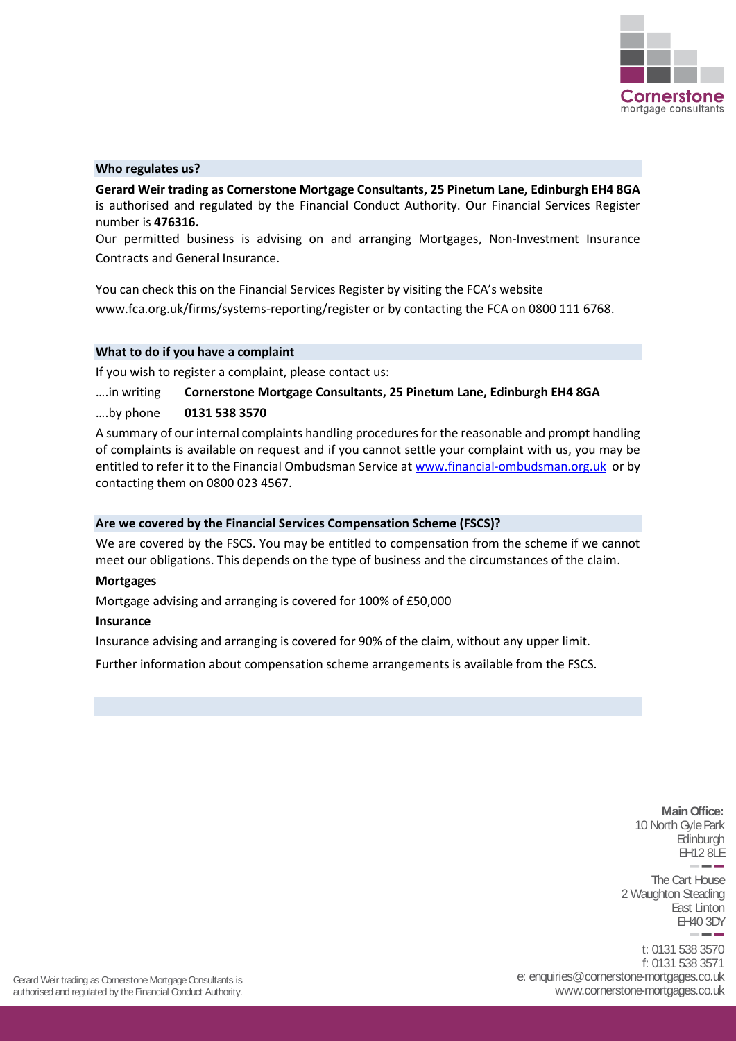## Who regulates us?

**Gerard Weir trading as Cornerstone Mortgage Consultants, 25 Pinetum Lane, Edinburgh EH4 8GA** is authorised and regulated by the Financial Conduct Authority. Our Financial Services Register number is **476316.**

Our permitted business is advising on and arranging Mortgages, Non-Investment Insurance Contracts and General Insurance.

You can check this on the Financial Services Register by visiting the FCA's website www.fca.org.uk/firms/systems-reporting/register or by contacting the FCA on 0800 111 6768.

## What to do if you have a complaint

If you wish to register a complaint, please contact us:

….in writing **Cornerstone Mortgage Consultants, 25 Pinetum Lane, Edinburgh EH4 8GA**

….by phone **0131 538 3570**

A summary of our internal complaints handling procedures for the reasonable and prompt handling of complaints is available on request and if you cannot settle your complaint with us, you may be entitled to refer it to the Financial Ombudsman Service at www.financial-ombudsman.org.uk or by contacting them on 0800 023 4567.

## Are we covered by the Financial Services Compensation Scheme (FSCS)?

We are covered by the FSCS. You may be entitled to compensation from the scheme if we cannot meet our obligations. This depends on the type of business and the circumstances of the claim.

**Mortgages**

Mortgage advising and arranging is covered for 100% of £50,000

**Insurance**

Insurance advising and arranging is covered for 90% of the claim, without any upper limit.

Further information about compensation scheme arrangements is available from the FSCS.

**Main Office:**
10 North Gyle Park
Edinburgh
EH12 8LE

The Cart House
2 Waughton Steading
East Linton
EH40 3DY

t: 0131 538 3570
f: 0131 538 3571
e: enquiries@cornerstone-mortgages.co.uk
www.cornerstone-mortgages.co.uk

Gerard Weir trading as Cornerstone Mortgage Consultants is authorised and regulated by the Financial Conduct Authority.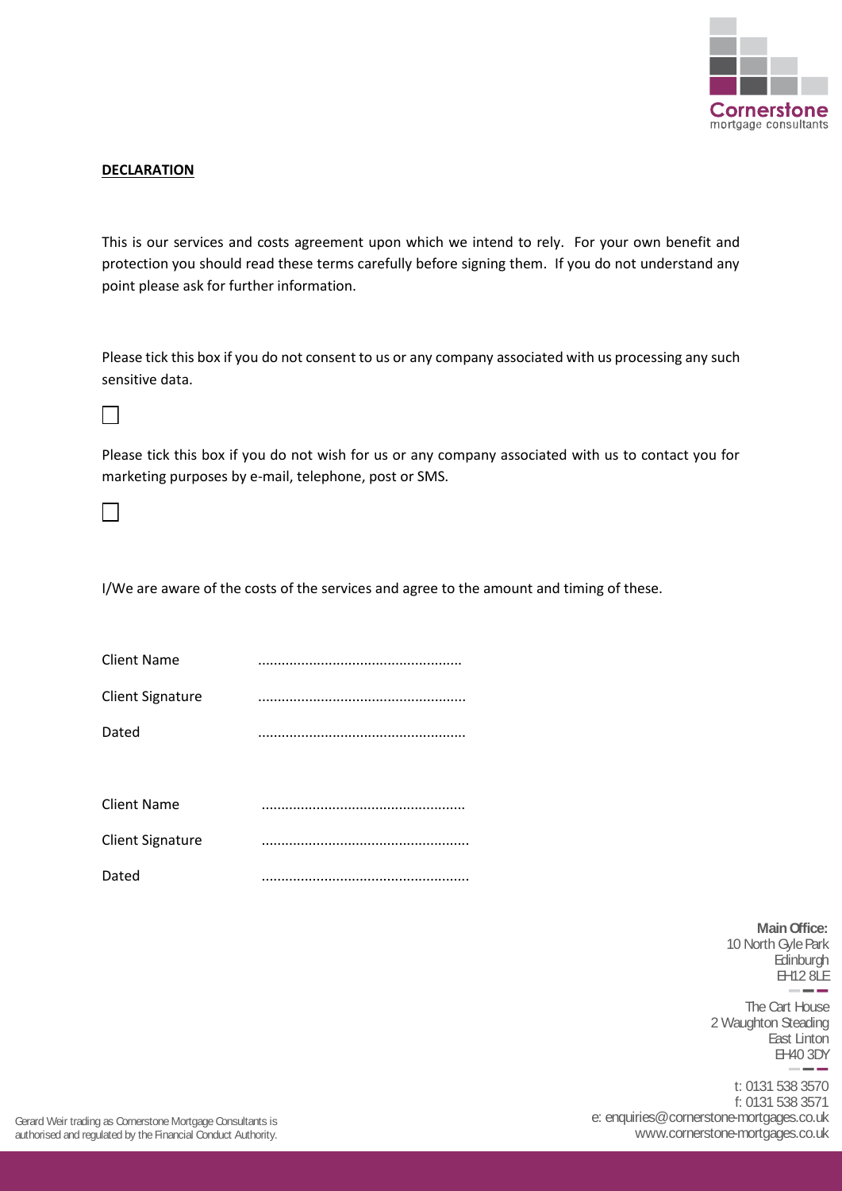**DECLARATION**

This is our services and costs agreement upon which we intend to rely. For your own benefit and protection you should read these terms carefully before signing them. If you do not understand any point please ask for further information.

Please tick this box if you do not consent to us or any company associated with us processing any such sensitive data.

☐

Please tick this box if you do not wish for us or any company associated with us to contact you for marketing purposes by e-mail, telephone, post or SMS.

☐

I/We are aware of the costs of the services and agree to the amount and timing of these.

Client Name ...................................................

Client Signature ....................................................

Dated ....................................................

Client Name ...................................................

Client Signature ....................................................

Dated ....................................................

**Main Office:**
10 North Gyle Park
Edinburgh
EH12 8LE

The Cart House
2 Waughton Steading
East Linton
EH40 3DY

t: 0131 538 3570
f: 0131 538 3571
e: enquiries@cornerstone-mortgages.co.uk
www.cornerstone-mortgages.co.uk

Gerard Weir trading as Cornerstone Mortgage Consultants is authorised and regulated by the Financial Conduct Authority.